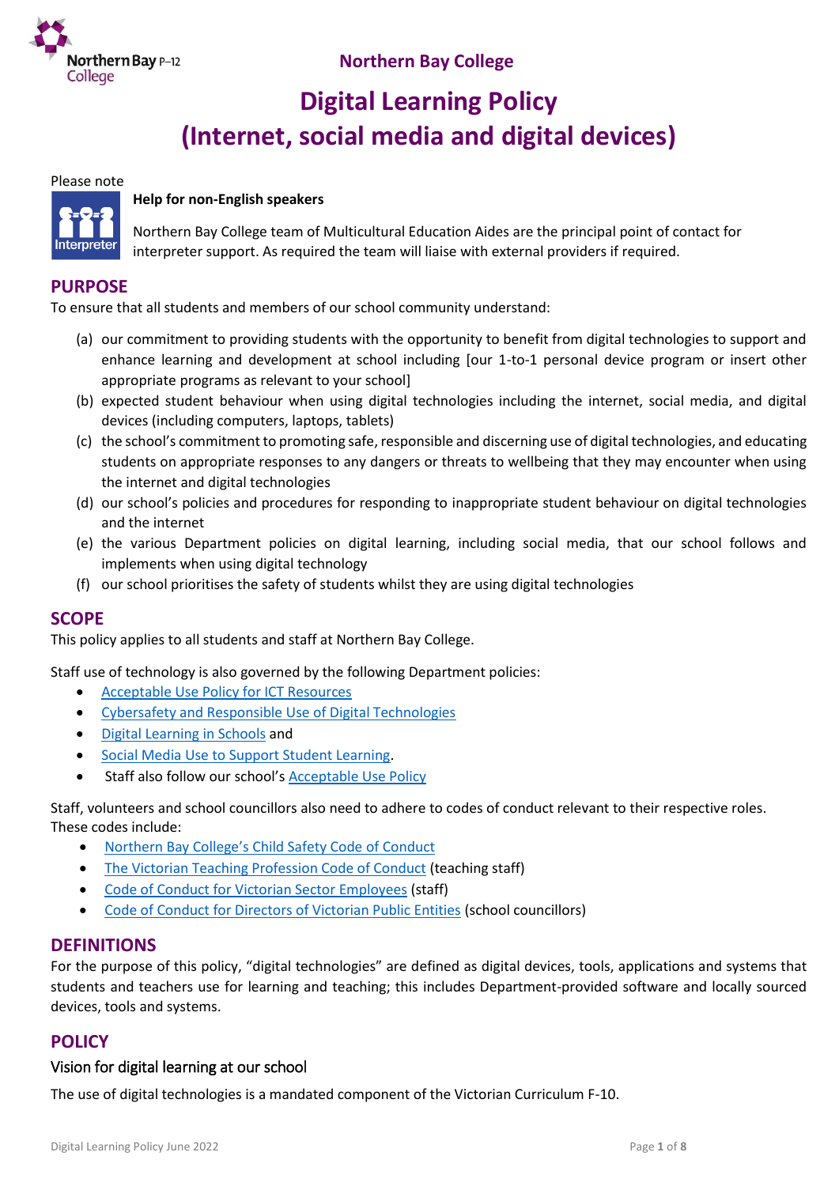Northern Bay College

# Digital Learning Policy
# (Internet, social media and digital devices)

Please note

**Help for non-English speakers**

Northern Bay College team of Multicultural Education Aides are the principal point of contact for interpreter support. As required the team will liaise with external providers if required.

## PURPOSE

To ensure that all students and members of our school community understand:

(a) our commitment to providing students with the opportunity to benefit from digital technologies to support and enhance learning and development at school including [our 1-to-1 personal device program or insert other appropriate programs as relevant to your school]
(b) expected student behaviour when using digital technologies including the internet, social media, and digital devices (including computers, laptops, tablets)
(c) the school's commitment to promoting safe, responsible and discerning use of digital technologies, and educating students on appropriate responses to any dangers or threats to wellbeing that they may encounter when using the internet and digital technologies
(d) our school's policies and procedures for responding to inappropriate student behaviour on digital technologies and the internet
(e) the various Department policies on digital learning, including social media, that our school follows and implements when using digital technology
(f) our school prioritises the safety of students whilst they are using digital technologies

## SCOPE

This policy applies to all students and staff at Northern Bay College.

Staff use of technology is also governed by the following Department policies:

- Acceptable Use Policy for ICT Resources
- Cybersafety and Responsible Use of Digital Technologies
- Digital Learning in Schools and
- Social Media Use to Support Student Learning.
- Staff also follow our school's Acceptable Use Policy

Staff, volunteers and school councillors also need to adhere to codes of conduct relevant to their respective roles. These codes include:

- Northern Bay College's Child Safety Code of Conduct
- The Victorian Teaching Profession Code of Conduct (teaching staff)
- Code of Conduct for Victorian Sector Employees (staff)
- Code of Conduct for Directors of Victorian Public Entities (school councillors)

## DEFINITIONS

For the purpose of this policy, "digital technologies" are defined as digital devices, tools, applications and systems that students and teachers use for learning and teaching; this includes Department-provided software and locally sourced devices, tools and systems.

## POLICY

### Vision for digital learning at our school

The use of digital technologies is a mandated component of the Victorian Curriculum F-10.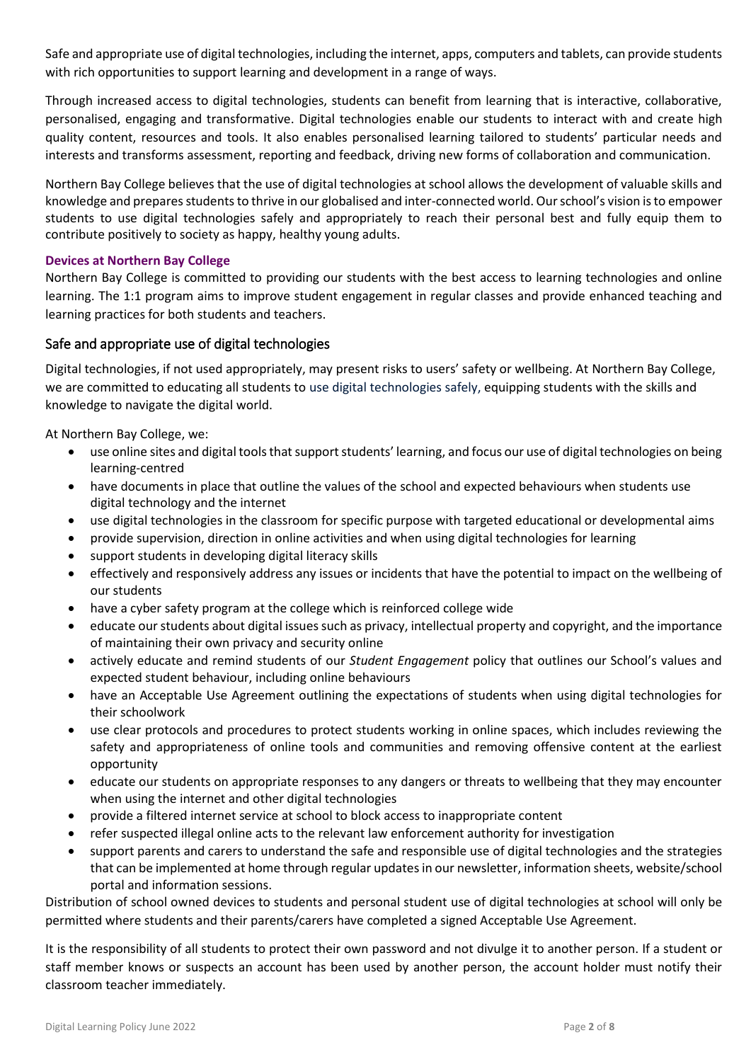Safe and appropriate use of digital technologies, including the internet, apps, computers and tablets, can provide students with rich opportunities to support learning and development in a range of ways.

Through increased access to digital technologies, students can benefit from learning that is interactive, collaborative, personalised, engaging and transformative. Digital technologies enable our students to interact with and create high quality content, resources and tools. It also enables personalised learning tailored to students' particular needs and interests and transforms assessment, reporting and feedback, driving new forms of collaboration and communication.

Northern Bay College believes that the use of digital technologies at school allows the development of valuable skills and knowledge and prepares students to thrive in our globalised and inter-connected world. Our school's vision is to empower students to use digital technologies safely and appropriately to reach their personal best and fully equip them to contribute positively to society as happy, healthy young adults.

### Devices at Northern Bay College

Northern Bay College is committed to providing our students with the best access to learning technologies and online learning. The 1:1 program aims to improve student engagement in regular classes and provide enhanced teaching and learning practices for both students and teachers.

## Safe and appropriate use of digital technologies

Digital technologies, if not used appropriately, may present risks to users' safety or wellbeing. At Northern Bay College, we are committed to educating all students to use digital technologies safely, equipping students with the skills and knowledge to navigate the digital world.

At Northern Bay College, we:

- use online sites and digital tools that support students' learning, and focus our use of digital technologies on being learning-centred
- have documents in place that outline the values of the school and expected behaviours when students use digital technology and the internet
- use digital technologies in the classroom for specific purpose with targeted educational or developmental aims
- provide supervision, direction in online activities and when using digital technologies for learning
- support students in developing digital literacy skills
- effectively and responsively address any issues or incidents that have the potential to impact on the wellbeing of our students
- have a cyber safety program at the college which is reinforced college wide
- educate our students about digital issues such as privacy, intellectual property and copyright, and the importance of maintaining their own privacy and security online
- actively educate and remind students of our *Student Engagement* policy that outlines our School's values and expected student behaviour, including online behaviours
- have an Acceptable Use Agreement outlining the expectations of students when using digital technologies for their schoolwork
- use clear protocols and procedures to protect students working in online spaces, which includes reviewing the safety and appropriateness of online tools and communities and removing offensive content at the earliest opportunity
- educate our students on appropriate responses to any dangers or threats to wellbeing that they may encounter when using the internet and other digital technologies
- provide a filtered internet service at school to block access to inappropriate content
- refer suspected illegal online acts to the relevant law enforcement authority for investigation
- support parents and carers to understand the safe and responsible use of digital technologies and the strategies that can be implemented at home through regular updates in our newsletter, information sheets, website/school portal and information sessions.

Distribution of school owned devices to students and personal student use of digital technologies at school will only be permitted where students and their parents/carers have completed a signed Acceptable Use Agreement.

It is the responsibility of all students to protect their own password and not divulge it to another person. If a student or staff member knows or suspects an account has been used by another person, the account holder must notify their classroom teacher immediately.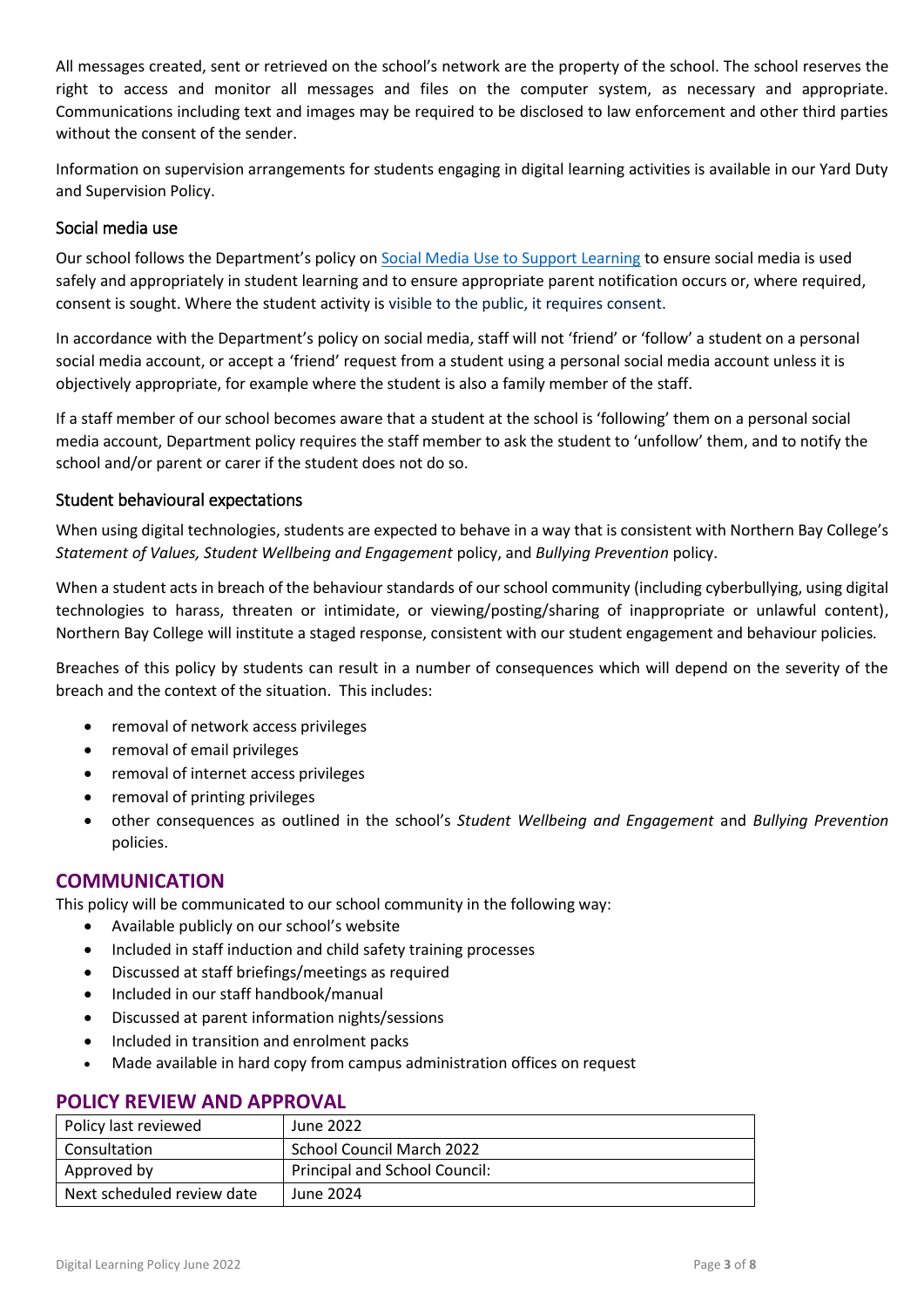All messages created, sent or retrieved on the school's network are the property of the school. The school reserves the right to access and monitor all messages and files on the computer system, as necessary and appropriate. Communications including text and images may be required to be disclosed to law enforcement and other third parties without the consent of the sender.

Information on supervision arrangements for students engaging in digital learning activities is available in our Yard Duty and Supervision Policy.

### Social media use

Our school follows the Department's policy on [Social Media Use to Support Learning] to ensure social media is used safely and appropriately in student learning and to ensure appropriate parent notification occurs or, where required, consent is sought. Where the student activity is visible to the public, it requires consent.

In accordance with the Department's policy on social media, staff will not 'friend' or 'follow' a student on a personal social media account, or accept a 'friend' request from a student using a personal social media account unless it is objectively appropriate, for example where the student is also a family member of the staff.

If a staff member of our school becomes aware that a student at the school is 'following' them on a personal social media account, Department policy requires the staff member to ask the student to 'unfollow' them, and to notify the school and/or parent or carer if the student does not do so.

### Student behavioural expectations

When using digital technologies, students are expected to behave in a way that is consistent with Northern Bay College's *Statement of Values, Student Wellbeing and Engagement* policy, and *Bullying Prevention* policy.

When a student acts in breach of the behaviour standards of our school community (including cyberbullying, using digital technologies to harass, threaten or intimidate, or viewing/posting/sharing of inappropriate or unlawful content), Northern Bay College will institute a staged response, consistent with our student engagement and behaviour policies.

Breaches of this policy by students can result in a number of consequences which will depend on the severity of the breach and the context of the situation. This includes:

- removal of network access privileges
- removal of email privileges
- removal of internet access privileges
- removal of printing privileges
- other consequences as outlined in the school's *Student Wellbeing and Engagement* and *Bullying Prevention* policies.

## COMMUNICATION

This policy will be communicated to our school community in the following way:

- Available publicly on our school's website
- Included in staff induction and child safety training processes
- Discussed at staff briefings/meetings as required
- Included in our staff handbook/manual
- Discussed at parent information nights/sessions
- Included in transition and enrolment packs
- Made available in hard copy from campus administration offices on request

## POLICY REVIEW AND APPROVAL

| Policy last reviewed | June 2022 |
|---|---|
| Consultation | School Council March 2022 |
| Approved by | Principal and School Council: |
| Next scheduled review date | June 2024 |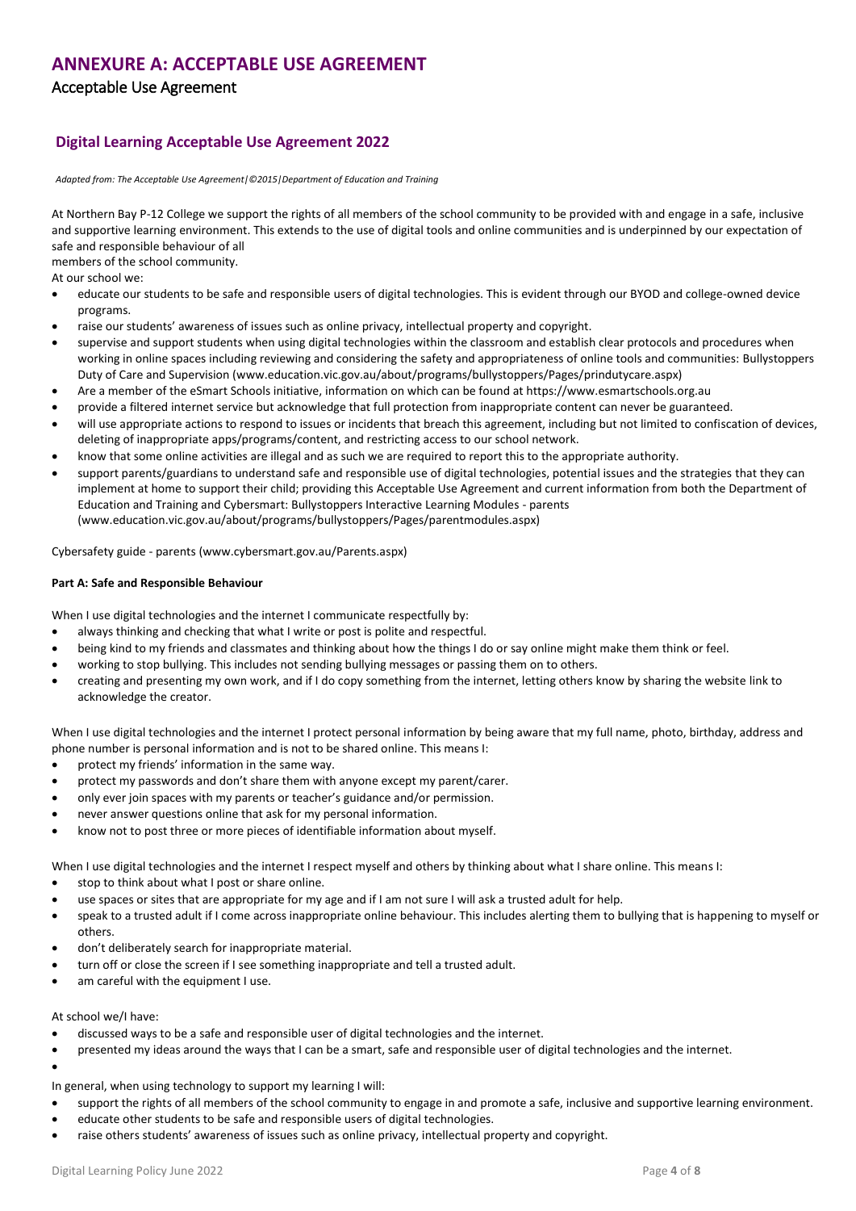# ANNEXURE A: ACCEPTABLE USE AGREEMENT

## Acceptable Use Agreement

### Digital Learning Acceptable Use Agreement 2022

*Adapted from: The Acceptable Use Agreement|©2015|Department of Education and Training*

At Northern Bay P-12 College we support the rights of all members of the school community to be provided with and engage in a safe, inclusive and supportive learning environment. This extends to the use of digital tools and online communities and is underpinned by our expectation of safe and responsible behaviour of all
members of the school community.

At our school we:

- educate our students to be safe and responsible users of digital technologies. This is evident through our BYOD and college-owned device programs.
- raise our students' awareness of issues such as online privacy, intellectual property and copyright.
- supervise and support students when using digital technologies within the classroom and establish clear protocols and procedures when working in online spaces including reviewing and considering the safety and appropriateness of online tools and communities: Bullystoppers Duty of Care and Supervision (www.education.vic.gov.au/about/programs/bullystoppers/Pages/prindutycare.aspx)
- Are a member of the eSmart Schools initiative, information on which can be found at https://www.esmartschools.org.au
- provide a filtered internet service but acknowledge that full protection from inappropriate content can never be guaranteed.
- will use appropriate actions to respond to issues or incidents that breach this agreement, including but not limited to confiscation of devices, deleting of inappropriate apps/programs/content, and restricting access to our school network.
- know that some online activities are illegal and as such we are required to report this to the appropriate authority.
- support parents/guardians to understand safe and responsible use of digital technologies, potential issues and the strategies that they can implement at home to support their child; providing this Acceptable Use Agreement and current information from both the Department of Education and Training and Cybersmart: Bullystoppers Interactive Learning Modules - parents (www.education.vic.gov.au/about/programs/bullystoppers/Pages/parentmodules.aspx)

Cybersafety guide - parents (www.cybersmart.gov.au/Parents.aspx)

**Part A: Safe and Responsible Behaviour**

When I use digital technologies and the internet I communicate respectfully by:

- always thinking and checking that what I write or post is polite and respectful.
- being kind to my friends and classmates and thinking about how the things I do or say online might make them think or feel.
- working to stop bullying. This includes not sending bullying messages or passing them on to others.
- creating and presenting my own work, and if I do copy something from the internet, letting others know by sharing the website link to acknowledge the creator.

When I use digital technologies and the internet I protect personal information by being aware that my full name, photo, birthday, address and phone number is personal information and is not to be shared online. This means I:

- protect my friends' information in the same way.
- protect my passwords and don't share them with anyone except my parent/carer.
- only ever join spaces with my parents or teacher's guidance and/or permission.
- never answer questions online that ask for my personal information.
- know not to post three or more pieces of identifiable information about myself.

When I use digital technologies and the internet I respect myself and others by thinking about what I share online. This means I:

- stop to think about what I post or share online.
- use spaces or sites that are appropriate for my age and if I am not sure I will ask a trusted adult for help.
- speak to a trusted adult if I come across inappropriate online behaviour. This includes alerting them to bullying that is happening to myself or others.
- don't deliberately search for inappropriate material.
- turn off or close the screen if I see something inappropriate and tell a trusted adult.
- am careful with the equipment I use.

At school we/I have:

- discussed ways to be a safe and responsible user of digital technologies and the internet.
- presented my ideas around the ways that I can be a smart, safe and responsible user of digital technologies and the internet.

In general, when using technology to support my learning I will:

- support the rights of all members of the school community to engage in and promote a safe, inclusive and supportive learning environment.
- educate other students to be safe and responsible users of digital technologies.
- raise others students' awareness of issues such as online privacy, intellectual property and copyright.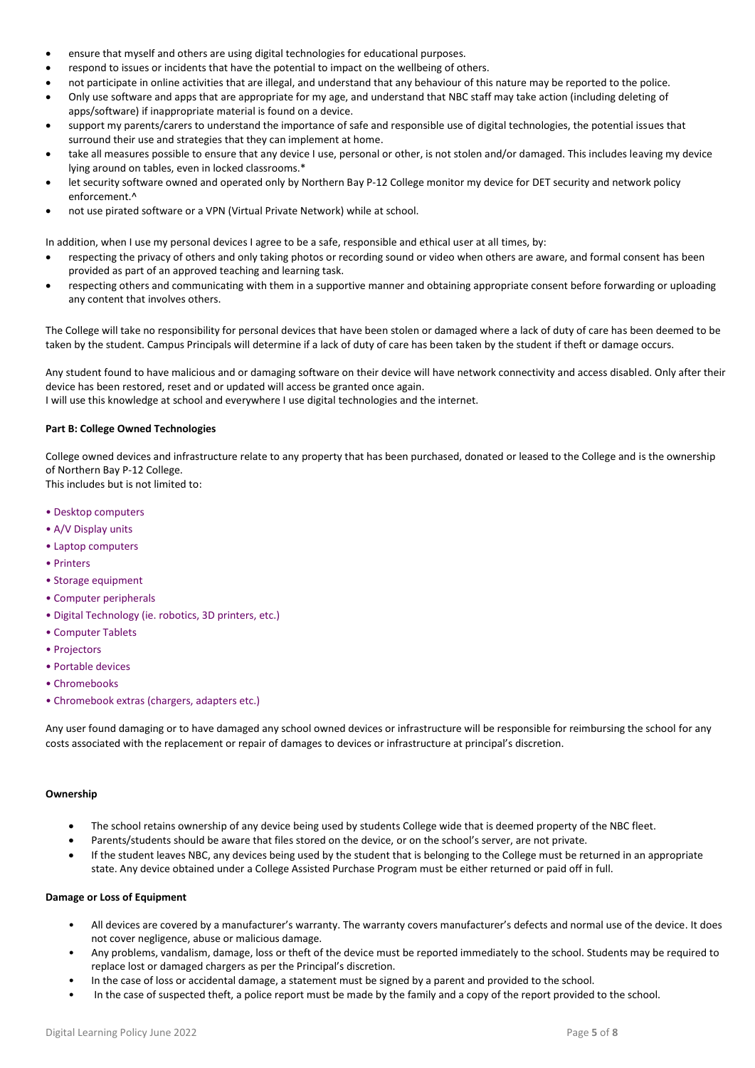- ensure that myself and others are using digital technologies for educational purposes.
- respond to issues or incidents that have the potential to impact on the wellbeing of others.
- not participate in online activities that are illegal, and understand that any behaviour of this nature may be reported to the police.
- Only use software and apps that are appropriate for my age, and understand that NBC staff may take action (including deleting of apps/software) if inappropriate material is found on a device.
- support my parents/carers to understand the importance of safe and responsible use of digital technologies, the potential issues that surround their use and strategies that they can implement at home.
- take all measures possible to ensure that any device I use, personal or other, is not stolen and/or damaged. This includes leaving my device lying around on tables, even in locked classrooms.*
- let security software owned and operated only by Northern Bay P-12 College monitor my device for DET security and network policy enforcement.^
- not use pirated software or a VPN (Virtual Private Network) while at school.

In addition, when I use my personal devices I agree to be a safe, responsible and ethical user at all times, by:

- respecting the privacy of others and only taking photos or recording sound or video when others are aware, and formal consent has been provided as part of an approved teaching and learning task.
- respecting others and communicating with them in a supportive manner and obtaining appropriate consent before forwarding or uploading any content that involves others.

The College will take no responsibility for personal devices that have been stolen or damaged where a lack of duty of care has been deemed to be taken by the student. Campus Principals will determine if a lack of duty of care has been taken by the student if theft or damage occurs.

Any student found to have malicious and or damaging software on their device will have network connectivity and access disabled. Only after their device has been restored, reset and or updated will access be granted once again.
I will use this knowledge at school and everywhere I use digital technologies and the internet.

**Part B: College Owned Technologies**

College owned devices and infrastructure relate to any property that has been purchased, donated or leased to the College and is the ownership of Northern Bay P-12 College.
This includes but is not limited to:

- Desktop computers
- A/V Display units
- Laptop computers
- Printers
- Storage equipment
- Computer peripherals
- Digital Technology (ie. robotics, 3D printers, etc.)
- Computer Tablets
- Projectors
- Portable devices
- Chromebooks
- Chromebook extras (chargers, adapters etc.)

Any user found damaging or to have damaged any school owned devices or infrastructure will be responsible for reimbursing the school for any costs associated with the replacement or repair of damages to devices or infrastructure at principal's discretion.

**Ownership**

- The school retains ownership of any device being used by students College wide that is deemed property of the NBC fleet.
- Parents/students should be aware that files stored on the device, or on the school's server, are not private.
- If the student leaves NBC, any devices being used by the student that is belonging to the College must be returned in an appropriate state. Any device obtained under a College Assisted Purchase Program must be either returned or paid off in full.

**Damage or Loss of Equipment**

- All devices are covered by a manufacturer's warranty. The warranty covers manufacturer's defects and normal use of the device. It does not cover negligence, abuse or malicious damage.
- Any problems, vandalism, damage, loss or theft of the device must be reported immediately to the school. Students may be required to replace lost or damaged chargers as per the Principal's discretion.
- In the case of loss or accidental damage, a statement must be signed by a parent and provided to the school.
- In the case of suspected theft, a police report must be made by the family and a copy of the report provided to the school.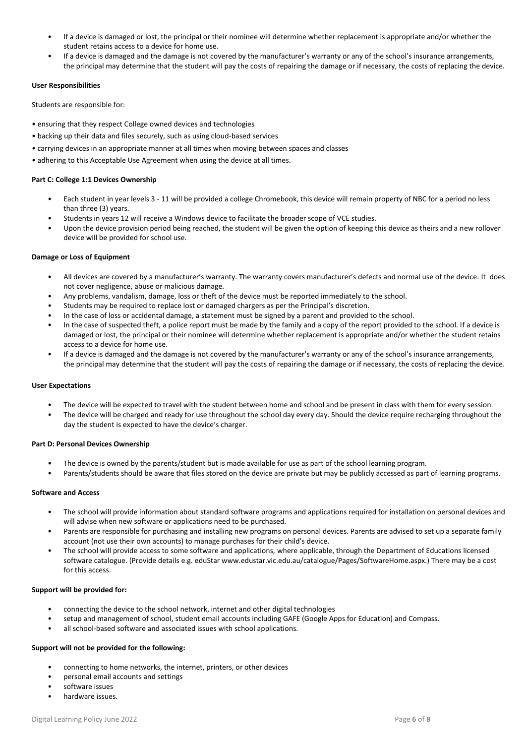- If a device is damaged or lost, the principal or their nominee will determine whether replacement is appropriate and/or whether the student retains access to a device for home use.
- If a device is damaged and the damage is not covered by the manufacturer's warranty or any of the school's insurance arrangements, the principal may determine that the student will pay the costs of repairing the damage or if necessary, the costs of replacing the device.

**User Responsibilities**

Students are responsible for:

- ensuring that they respect College owned devices and technologies
- backing up their data and files securely, such as using cloud-based services
- carrying devices in an appropriate manner at all times when moving between spaces and classes
- adhering to this Acceptable Use Agreement when using the device at all times.

**Part C: College 1:1 Devices Ownership**

- Each student in year levels 3 - 11 will be provided a college Chromebook, this device will remain property of NBC for a period no less than three (3) years.
- Students in years 12 will receive a Windows device to facilitate the broader scope of VCE studies.
- Upon the device provision period being reached, the student will be given the option of keeping this device as theirs and a new rollover device will be provided for school use.

**Damage or Loss of Equipment**

- All devices are covered by a manufacturer's warranty. The warranty covers manufacturer's defects and normal use of the device. It does not cover negligence, abuse or malicious damage.
- Any problems, vandalism, damage, loss or theft of the device must be reported immediately to the school.
- Students may be required to replace lost or damaged chargers as per the Principal's discretion.
- In the case of loss or accidental damage, a statement must be signed by a parent and provided to the school.
- In the case of suspected theft, a police report must be made by the family and a copy of the report provided to the school. If a device is damaged or lost, the principal or their nominee will determine whether replacement is appropriate and/or whether the student retains access to a device for home use.
- If a device is damaged and the damage is not covered by the manufacturer's warranty or any of the school's insurance arrangements, the principal may determine that the student will pay the costs of repairing the damage or if necessary, the costs of replacing the device.

**User Expectations**

- The device will be expected to travel with the student between home and school and be present in class with them for every session.
- The device will be charged and ready for use throughout the school day every day. Should the device require recharging throughout the day the student is expected to have the device's charger.

**Part D: Personal Devices Ownership**

- The device is owned by the parents/student but is made available for use as part of the school learning program.
- Parents/students should be aware that files stored on the device are private but may be publicly accessed as part of learning programs.

**Software and Access**

- The school will provide information about standard software programs and applications required for installation on personal devices and will advise when new software or applications need to be purchased.
- Parents are responsible for purchasing and installing new programs on personal devices. Parents are advised to set up a separate family account (not use their own accounts) to manage purchases for their child's device.
- The school will provide access to some software and applications, where applicable, through the Department of Educations licensed software catalogue. (Provide details e.g. eduStar www.edustar.vic.edu.au/catalogue/Pages/SoftwareHome.aspx.) There may be a cost for this access.

**Support will be provided for:**

- connecting the device to the school network, internet and other digital technologies
- setup and management of school, student email accounts including GAFE (Google Apps for Education) and Compass.
- all school-based software and associated issues with school applications.

**Support will not be provided for the following:**

- connecting to home networks, the internet, printers, or other devices
- personal email accounts and settings
- software issues
- hardware issues.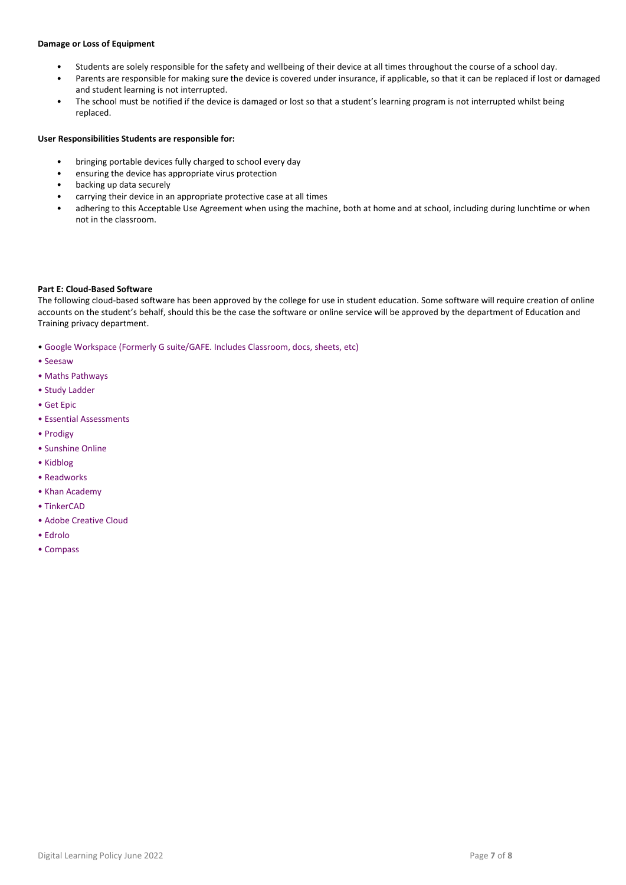**Damage or Loss of Equipment**

- Students are solely responsible for the safety and wellbeing of their device at all times throughout the course of a school day.
- Parents are responsible for making sure the device is covered under insurance, if applicable, so that it can be replaced if lost or damaged and student learning is not interrupted.
- The school must be notified if the device is damaged or lost so that a student's learning program is not interrupted whilst being replaced.

**User Responsibilities Students are responsible for:**

- bringing portable devices fully charged to school every day
- ensuring the device has appropriate virus protection
- backing up data securely
- carrying their device in an appropriate protective case at all times
- adhering to this Acceptable Use Agreement when using the machine, both at home and at school, including during lunchtime or when not in the classroom.

**Part E: Cloud-Based Software**

The following cloud-based software has been approved by the college for use in student education. Some software will require creation of online accounts on the student's behalf, should this be the case the software or online service will be approved by the department of Education and Training privacy department.

- Google Workspace (Formerly G suite/GAFE. Includes Classroom, docs, sheets, etc)
- Seesaw
- Maths Pathways
- Study Ladder
- Get Epic
- Essential Assessments
- Prodigy
- Sunshine Online
- Kidblog
- Readworks
- Khan Academy
- TinkerCAD
- Adobe Creative Cloud
- Edrolo
- Compass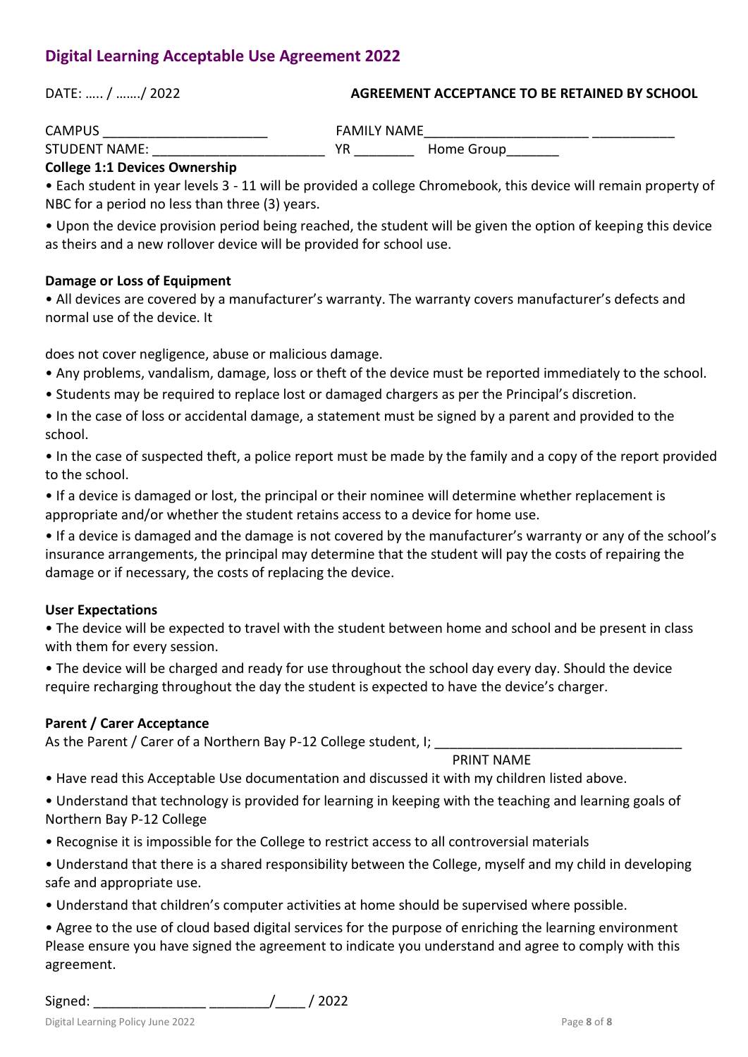## Digital Learning Acceptable Use Agreement 2022

DATE: ….. / ……./ 2022 **AGREEMENT ACCEPTANCE TO BE RETAINED BY SCHOOL**

CAMPUS ______________________ FAMILY NAME_____________________ ___________

STUDENT NAME: ______________________ YR ________ Home Group_______

**College 1:1 Devices Ownership**

• Each student in year levels 3 - 11 will be provided a college Chromebook, this device will remain property of NBC for a period no less than three (3) years.

• Upon the device provision period being reached, the student will be given the option of keeping this device as theirs and a new rollover device will be provided for school use.

**Damage or Loss of Equipment**

• All devices are covered by a manufacturer's warranty. The warranty covers manufacturer's defects and normal use of the device. It

does not cover negligence, abuse or malicious damage.

• Any problems, vandalism, damage, loss or theft of the device must be reported immediately to the school.

• Students may be required to replace lost or damaged chargers as per the Principal's discretion.

• In the case of loss or accidental damage, a statement must be signed by a parent and provided to the school.

• In the case of suspected theft, a police report must be made by the family and a copy of the report provided to the school.

• If a device is damaged or lost, the principal or their nominee will determine whether replacement is appropriate and/or whether the student retains access to a device for home use.

• If a device is damaged and the damage is not covered by the manufacturer's warranty or any of the school's insurance arrangements, the principal may determine that the student will pay the costs of repairing the damage or if necessary, the costs of replacing the device.

**User Expectations**

• The device will be expected to travel with the student between home and school and be present in class with them for every session.

• The device will be charged and ready for use throughout the school day every day. Should the device require recharging throughout the day the student is expected to have the device's charger.

**Parent / Carer Acceptance**

As the Parent / Carer of a Northern Bay P-12 College student, I; _________________________________

PRINT NAME

• Have read this Acceptable Use documentation and discussed it with my children listed above.

• Understand that technology is provided for learning in keeping with the teaching and learning goals of Northern Bay P-12 College

• Recognise it is impossible for the College to restrict access to all controversial materials

• Understand that there is a shared responsibility between the College, myself and my child in developing safe and appropriate use.

• Understand that children's computer activities at home should be supervised where possible.

• Agree to the use of cloud based digital services for the purpose of enriching the learning environment

Please ensure you have signed the agreement to indicate you understand and agree to comply with this agreement.

Signed: _______________ ________/____ / 2022